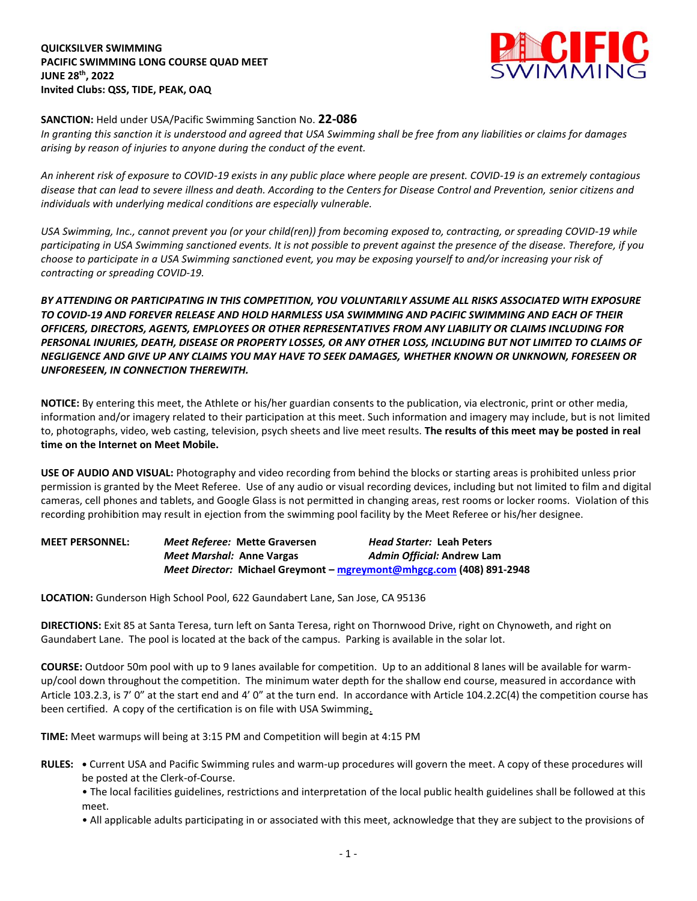**QUICKSILVER SWIMMING**
**PACIFIC SWIMMING LONG COURSE QUAD MEET**
**JUNE 28th, 2022**
**Invited Clubs: QSS, TIDE, PEAK, OAQ**

**SANCTION:** Held under USA/Pacific Swimming Sanction No. **22-086**
*In granting this sanction it is understood and agreed that USA Swimming shall be free from any liabilities or claims for damages arising by reason of injuries to anyone during the conduct of the event.*

*An inherent risk of exposure to COVID-19 exists in any public place where people are present. COVID-19 is an extremely contagious disease that can lead to severe illness and death. According to the Centers for Disease Control and Prevention, senior citizens and individuals with underlying medical conditions are especially vulnerable.*

*USA Swimming, Inc., cannot prevent you (or your child(ren)) from becoming exposed to, contracting, or spreading COVID-19 while participating in USA Swimming sanctioned events. It is not possible to prevent against the presence of the disease. Therefore, if you choose to participate in a USA Swimming sanctioned event, you may be exposing yourself to and/or increasing your risk of contracting or spreading COVID-19.*

***BY ATTENDING OR PARTICIPATING IN THIS COMPETITION, YOU VOLUNTARILY ASSUME ALL RISKS ASSOCIATED WITH EXPOSURE TO COVID-19 AND FOREVER RELEASE AND HOLD HARMLESS USA SWIMMING AND PACIFIC SWIMMING AND EACH OF THEIR OFFICERS, DIRECTORS, AGENTS, EMPLOYEES OR OTHER REPRESENTATIVES FROM ANY LIABILITY OR CLAIMS INCLUDING FOR PERSONAL INJURIES, DEATH, DISEASE OR PROPERTY LOSSES, OR ANY OTHER LOSS, INCLUDING BUT NOT LIMITED TO CLAIMS OF NEGLIGENCE AND GIVE UP ANY CLAIMS YOU MAY HAVE TO SEEK DAMAGES, WHETHER KNOWN OR UNKNOWN, FORESEEN OR UNFORESEEN, IN CONNECTION THEREWITH.***

**NOTICE:** By entering this meet, the Athlete or his/her guardian consents to the publication, via electronic, print or other media, information and/or imagery related to their participation at this meet. Such information and imagery may include, but is not limited to, photographs, video, web casting, television, psych sheets and live meet results. **The results of this meet may be posted in real time on the Internet on Meet Mobile.**

**USE OF AUDIO AND VISUAL:** Photography and video recording from behind the blocks or starting areas is prohibited unless prior permission is granted by the Meet Referee. Use of any audio or visual recording devices, including but not limited to film and digital cameras, cell phones and tablets, and Google Glass is not permitted in changing areas, rest rooms or locker rooms. Violation of this recording prohibition may result in ejection from the swimming pool facility by the Meet Referee or his/her designee.

**MEET PERSONNEL:**
*Meet Referee:* **Mette Graversen** *Head Starter:* **Leah Peters**
*Meet Marshal:* **Anne Vargas** *Admin Official:* **Andrew Lam**
*Meet Director:* **Michael Greymont – mgreymont@mhgcg.com (408) 891-2948**

**LOCATION:** Gunderson High School Pool, 622 Gaundabert Lane, San Jose, CA 95136

**DIRECTIONS:** Exit 85 at Santa Teresa, turn left on Santa Teresa, right on Thornwood Drive, right on Chynoweth, and right on Gaundabert Lane. The pool is located at the back of the campus. Parking is available in the solar lot.

**COURSE:** Outdoor 50m pool with up to 9 lanes available for competition. Up to an additional 8 lanes will be available for warm-up/cool down throughout the competition. The minimum water depth for the shallow end course, measured in accordance with Article 103.2.3, is 7' 0" at the start end and 4' 0" at the turn end. In accordance with Article 104.2.2C(4) the competition course has been certified. A copy of the certification is on file with USA Swimming.

**TIME:** Meet warmups will being at 3:15 PM and Competition will begin at 4:15 PM

**RULES:**
- Current USA and Pacific Swimming rules and warm-up procedures will govern the meet. A copy of these procedures will be posted at the Clerk-of-Course.
- The local facilities guidelines, restrictions and interpretation of the local public health guidelines shall be followed at this meet.
- All applicable adults participating in or associated with this meet, acknowledge that they are subject to the provisions of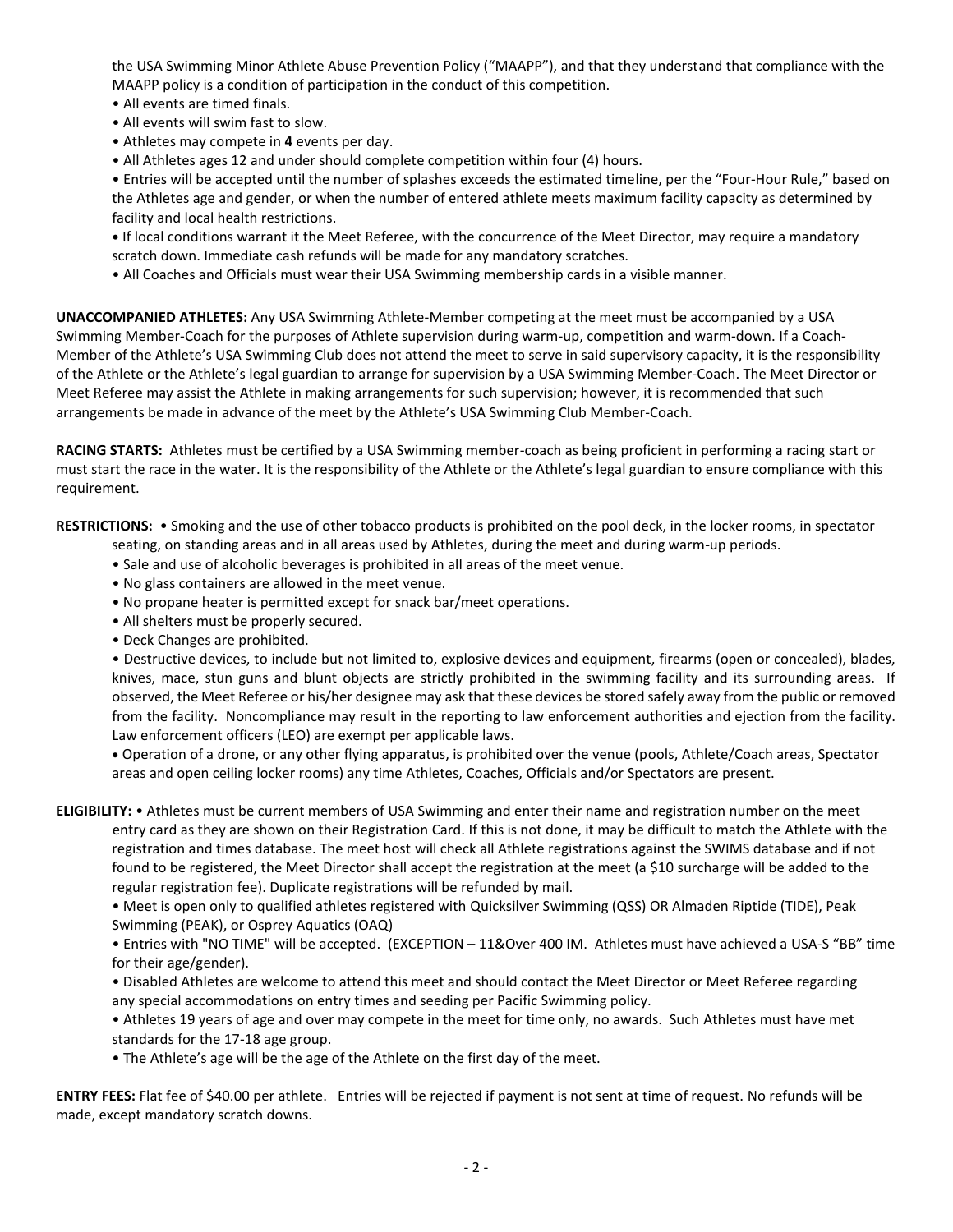the USA Swimming Minor Athlete Abuse Prevention Policy ("MAAPP"), and that they understand that compliance with the MAAPP policy is a condition of participation in the conduct of this competition.

- All events are timed finals.
- All events will swim fast to slow.
- Athletes may compete in **4** events per day.
- All Athletes ages 12 and under should complete competition within four (4) hours.
- Entries will be accepted until the number of splashes exceeds the estimated timeline, per the "Four-Hour Rule," based on the Athletes age and gender, or when the number of entered athlete meets maximum facility capacity as determined by facility and local health restrictions.
- If local conditions warrant it the Meet Referee, with the concurrence of the Meet Director, may require a mandatory scratch down. Immediate cash refunds will be made for any mandatory scratches.
- All Coaches and Officials must wear their USA Swimming membership cards in a visible manner.

**UNACCOMPANIED ATHLETES:** Any USA Swimming Athlete-Member competing at the meet must be accompanied by a USA Swimming Member-Coach for the purposes of Athlete supervision during warm-up, competition and warm-down. If a Coach-Member of the Athlete's USA Swimming Club does not attend the meet to serve in said supervisory capacity, it is the responsibility of the Athlete or the Athlete's legal guardian to arrange for supervision by a USA Swimming Member-Coach. The Meet Director or Meet Referee may assist the Athlete in making arrangements for such supervision; however, it is recommended that such arrangements be made in advance of the meet by the Athlete's USA Swimming Club Member-Coach.

**RACING STARTS:** Athletes must be certified by a USA Swimming member-coach as being proficient in performing a racing start or must start the race in the water. It is the responsibility of the Athlete or the Athlete's legal guardian to ensure compliance with this requirement.

**RESTRICTIONS:**
- Smoking and the use of other tobacco products is prohibited on the pool deck, in the locker rooms, in spectator seating, on standing areas and in all areas used by Athletes, during the meet and during warm-up periods.
- Sale and use of alcoholic beverages is prohibited in all areas of the meet venue.
- No glass containers are allowed in the meet venue.
- No propane heater is permitted except for snack bar/meet operations.
- All shelters must be properly secured.
- Deck Changes are prohibited.
- Destructive devices, to include but not limited to, explosive devices and equipment, firearms (open or concealed), blades, knives, mace, stun guns and blunt objects are strictly prohibited in the swimming facility and its surrounding areas. If observed, the Meet Referee or his/her designee may ask that these devices be stored safely away from the public or removed from the facility. Noncompliance may result in the reporting to law enforcement authorities and ejection from the facility. Law enforcement officers (LEO) are exempt per applicable laws.
- Operation of a drone, or any other flying apparatus, is prohibited over the venue (pools, Athlete/Coach areas, Spectator areas and open ceiling locker rooms) any time Athletes, Coaches, Officials and/or Spectators are present.

**ELIGIBILITY:**
- Athletes must be current members of USA Swimming and enter their name and registration number on the meet entry card as they are shown on their Registration Card. If this is not done, it may be difficult to match the Athlete with the registration and times database. The meet host will check all Athlete registrations against the SWIMS database and if not found to be registered, the Meet Director shall accept the registration at the meet (a $10 surcharge will be added to the regular registration fee). Duplicate registrations will be refunded by mail.
- Meet is open only to qualified athletes registered with Quicksilver Swimming (QSS) OR Almaden Riptide (TIDE), Peak Swimming (PEAK), or Osprey Aquatics (OAQ)
- Entries with "NO TIME" will be accepted. (EXCEPTION – 11&Over 400 IM. Athletes must have achieved a USA-S "BB" time for their age/gender).
- Disabled Athletes are welcome to attend this meet and should contact the Meet Director or Meet Referee regarding any special accommodations on entry times and seeding per Pacific Swimming policy.
- Athletes 19 years of age and over may compete in the meet for time only, no awards. Such Athletes must have met standards for the 17-18 age group.
- The Athlete's age will be the age of the Athlete on the first day of the meet.

**ENTRY FEES:** Flat fee of $40.00 per athlete. Entries will be rejected if payment is not sent at time of request. No refunds will be made, except mandatory scratch downs.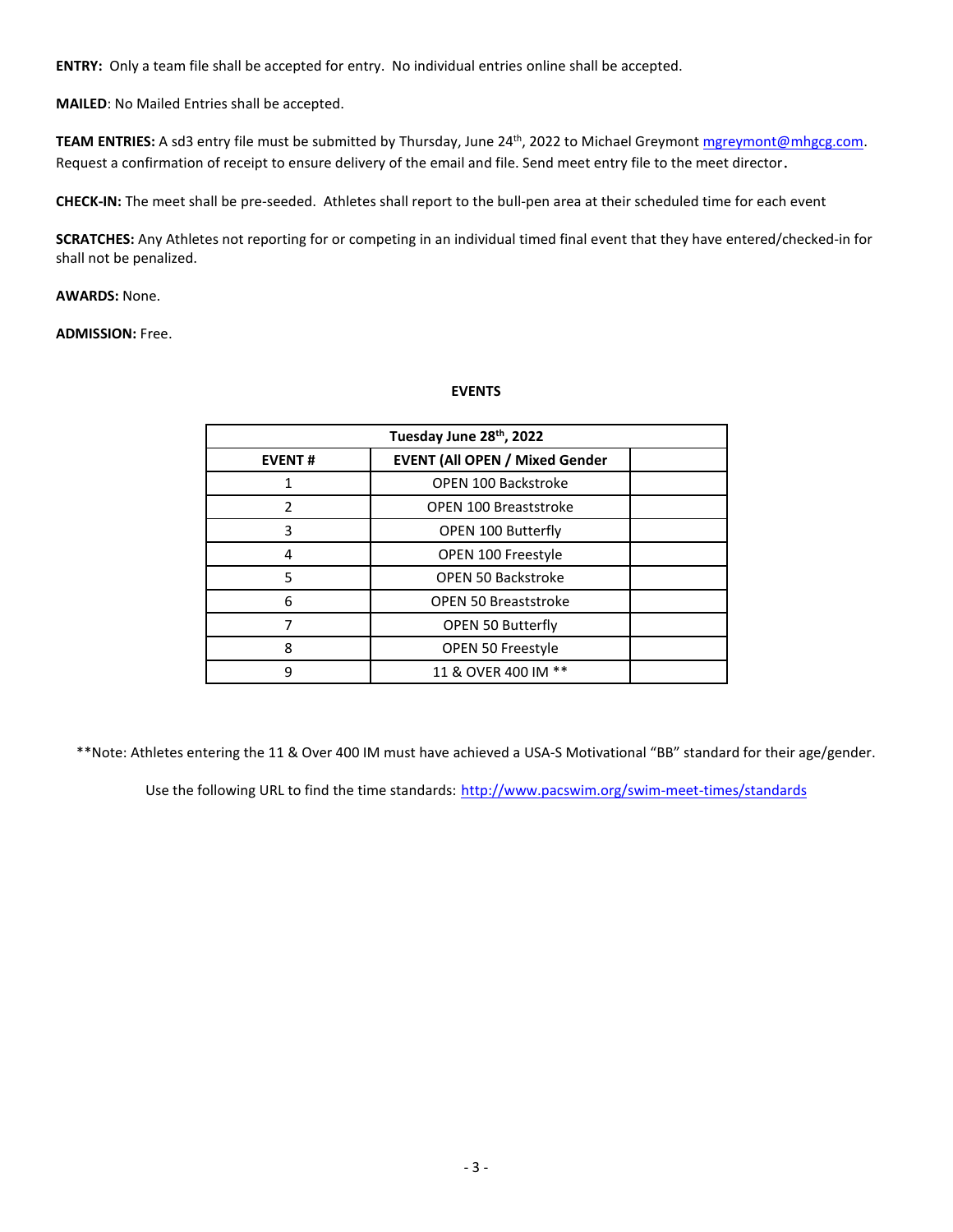**ENTRY:** Only a team file shall be accepted for entry. No individual entries online shall be accepted.

**MAILED**: No Mailed Entries shall be accepted.

**TEAM ENTRIES:** A sd3 entry file must be submitted by Thursday, June 24th, 2022 to Michael Greymont mgreymont@mhgcg.com. Request a confirmation of receipt to ensure delivery of the email and file. Send meet entry file to the meet director.

**CHECK-IN:** The meet shall be pre-seeded. Athletes shall report to the bull-pen area at their scheduled time for each event

**SCRATCHES:** Any Athletes not reporting for or competing in an individual timed final event that they have entered/checked-in for shall not be penalized.

**AWARDS:** None.

**ADMISSION:** Free.

**EVENTS**

| Tuesday June 28th, 2022 | | |
|---|---|---|
| **EVENT #** | **EVENT (All OPEN / Mixed Gender** | |
| 1 | OPEN 100 Backstroke | |
| 2 | OPEN 100 Breaststroke | |
| 3 | OPEN 100 Butterfly | |
| 4 | OPEN 100 Freestyle | |
| 5 | OPEN 50 Backstroke | |
| 6 | OPEN 50 Breaststroke | |
| 7 | OPEN 50 Butterfly | |
| 8 | OPEN 50 Freestyle | |
| 9 | 11 & OVER 400 IM ** | |

**Note: Athletes entering the 11 & Over 400 IM must have achieved a USA-S Motivational "BB" standard for their age/gender.

Use the following URL to find the time standards: http://www.pacswim.org/swim-meet-times/standards